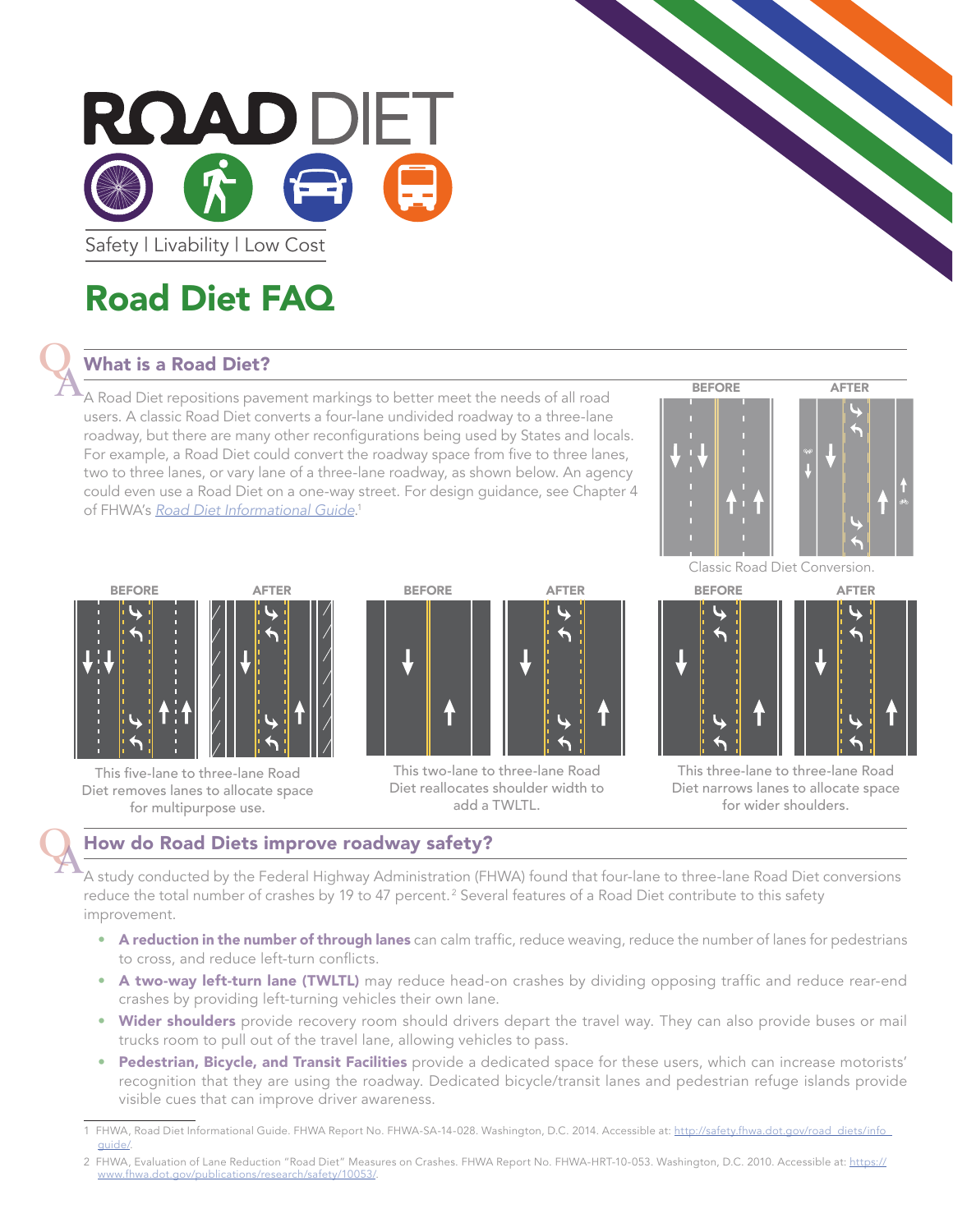# ROAD DIET

Safety | Livability | Low Cost

# Road Diet FAQ

## What is a Road Diet?

A Road Diet repositions pavement markings to better meet the needs of all road users. A classic Road Diet converts a four-lane undivided roadway to a three-lane roadway, but there are many other reconfigurations being used by States and locals. For example, a Road Diet could convert the roadway space from five to three lanes, two to three lanes, or vary lane of a three-lane roadway, as shown below. An agency could even use a Road Diet on a one-way street. For design guidance, see Chapter 4 of FHWA's *Road Diet Informational Guide*.[1]

BEFORE AFTER

Classic Road Diet Conversion.

BEFORE AFTER

This five-lane to three-lane Road Diet removes lanes to allocate space for multipurpose use.

BEFORE AFTER

This two-lane to three-lane Road Diet reallocates shoulder width to add a TWLTL.

BEFORE AFTER

This three-lane to three-lane Road Diet narrows lanes to allocate space for wider shoulders.

## How do Road Diets improve roadway safety?

A study conducted by the Federal Highway Administration (FHWA) found that four-lane to three-lane Road Diet conversions reduce the total number of crashes by 19 to 47 percent.[2] Several features of a Road Diet contribute to this safety improvement.

- **A reduction in the number of through lanes** can calm traffic, reduce weaving, reduce the number of lanes for pedestrians to cross, and reduce left-turn conflicts.
- **A two-way left-turn lane (TWLTL)** may reduce head-on crashes by dividing opposing traffic and reduce rear-end crashes by providing left-turning vehicles their own lane.
- **Wider shoulders** provide recovery room should drivers depart the travel way. They can also provide buses or mail trucks room to pull out of the travel lane, allowing vehicles to pass.
- **Pedestrian, Bicycle, and Transit Facilities** provide a dedicated space for these users, which can increase motorists' recognition that they are using the roadway. Dedicated bicycle/transit lanes and pedestrian refuge islands provide visible cues that can improve driver awareness.

---

1 FHWA, Road Diet Informational Guide. FHWA Report No. FHWA-SA-14-028. Washington, D.C. 2014. Accessible at: http://safety.fhwa.dot.gov/road_diets/info_guide/.

2 FHWA, Evaluation of Lane Reduction "Road Diet" Measures on Crashes. FHWA Report No. FHWA-HRT-10-053. Washington, D.C. 2010. Accessible at: https://www.fhwa.dot.gov/publications/research/safety/10053/.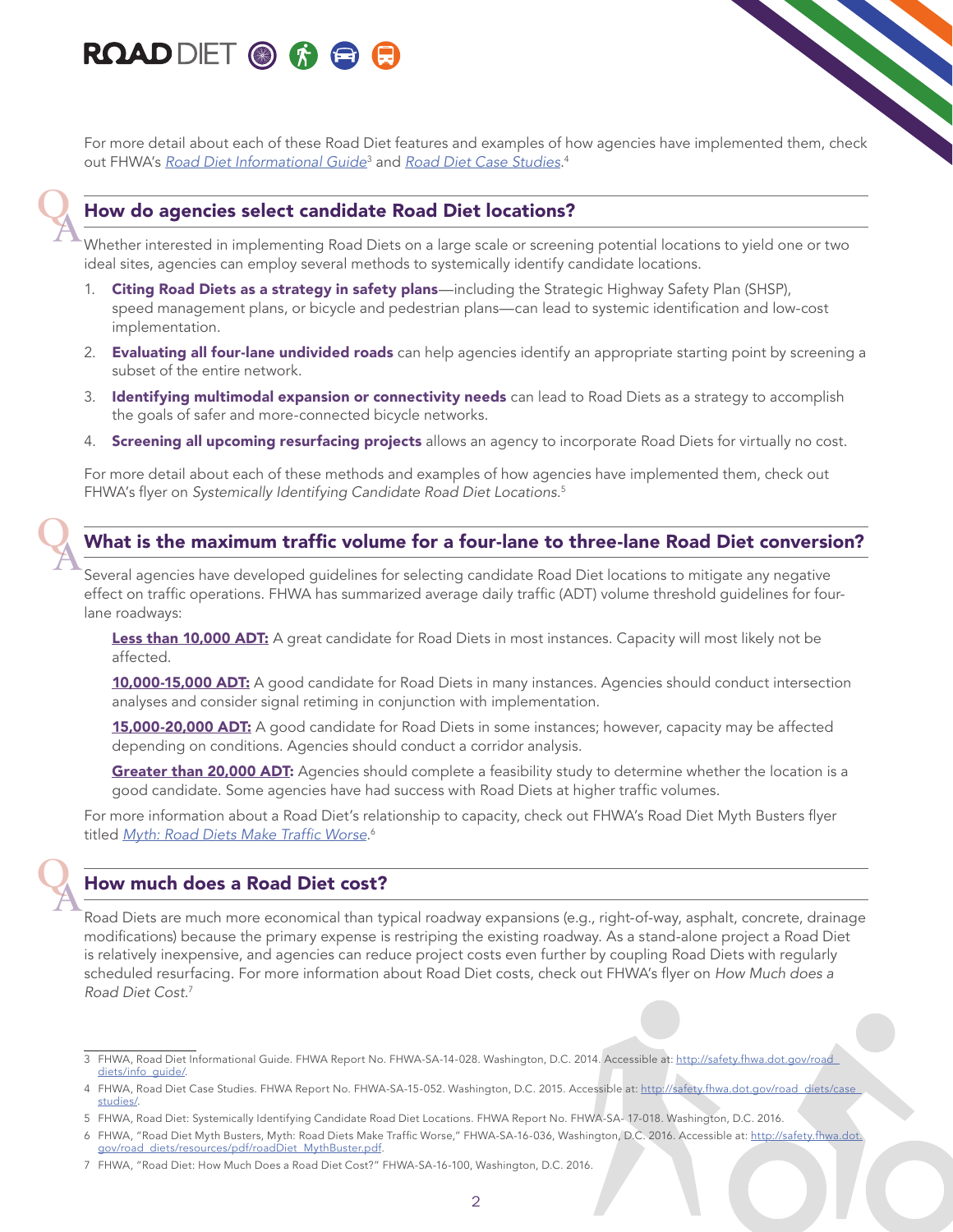For more detail about each of these Road Diet features and examples of how agencies have implemented them, check out FHWA's *Road Diet Informational Guide*[3] and *Road Diet Case Studies*.[4]

## How do agencies select candidate Road Diet locations?

Whether interested in implementing Road Diets on a large scale or screening potential locations to yield one or two ideal sites, agencies can employ several methods to systemically identify candidate locations.

1. **Citing Road Diets as a strategy in safety plans**—including the Strategic Highway Safety Plan (SHSP), speed management plans, or bicycle and pedestrian plans—can lead to systemic identification and low-cost implementation.
2. **Evaluating all four-lane undivided roads** can help agencies identify an appropriate starting point by screening a subset of the entire network.
3. **Identifying multimodal expansion or connectivity needs** can lead to Road Diets as a strategy to accomplish the goals of safer and more-connected bicycle networks.
4. **Screening all upcoming resurfacing projects** allows an agency to incorporate Road Diets for virtually no cost.

For more detail about each of these methods and examples of how agencies have implemented them, check out FHWA's flyer on *Systemically Identifying Candidate Road Diet Locations*.[5]

## What is the maximum traffic volume for a four-lane to three-lane Road Diet conversion?

Several agencies have developed guidelines for selecting candidate Road Diet locations to mitigate any negative effect on traffic operations. FHWA has summarized average daily traffic (ADT) volume threshold guidelines for four-lane roadways:

**Less than 10,000 ADT:** A great candidate for Road Diets in most instances. Capacity will most likely not be affected.

**10,000-15,000 ADT:** A good candidate for Road Diets in many instances. Agencies should conduct intersection analyses and consider signal retiming in conjunction with implementation.

**15,000-20,000 ADT:** A good candidate for Road Diets in some instances; however, capacity may be affected depending on conditions. Agencies should conduct a corridor analysis.

**Greater than 20,000 ADT:** Agencies should complete a feasibility study to determine whether the location is a good candidate. Some agencies have had success with Road Diets at higher traffic volumes.

For more information about a Road Diet's relationship to capacity, check out FHWA's Road Diet Myth Busters flyer titled *Myth: Road Diets Make Traffic Worse*.[6]

## How much does a Road Diet cost?

Road Diets are much more economical than typical roadway expansions (e.g., right-of-way, asphalt, concrete, drainage modifications) because the primary expense is restriping the existing roadway. As a stand-alone project a Road Diet is relatively inexpensive, and agencies can reduce project costs even further by coupling Road Diets with regularly scheduled resurfacing. For more information about Road Diet costs, check out FHWA's flyer on *How Much does a Road Diet Cost*.[7]

---

3 FHWA, Road Diet Informational Guide. FHWA Report No. FHWA-SA-14-028. Washington, D.C. 2014. Accessible at: http://safety.fhwa.dot.gov/road_diets/info_guide/.

4 FHWA, Road Diet Case Studies. FHWA Report No. FHWA-SA-15-052. Washington, D.C. 2015. Accessible at: http://safety.fhwa.dot.gov/road_diets/case_studies/.

5 FHWA, Road Diet: Systemically Identifying Candidate Road Diet Locations. FHWA Report No. FHWA-SA- 17-018. Washington, D.C. 2016.

6 FHWA, "Road Diet Myth Busters, Myth: Road Diets Make Traffic Worse," FHWA-SA-16-036, Washington, D.C. 2016. Accessible at: http://safety.fhwa.dot.gov/road_diets/resources/pdf/roadDiet_MythBuster.pdf.

7 FHWA, "Road Diet: How Much Does a Road Diet Cost?" FHWA-SA-16-100, Washington, D.C. 2016.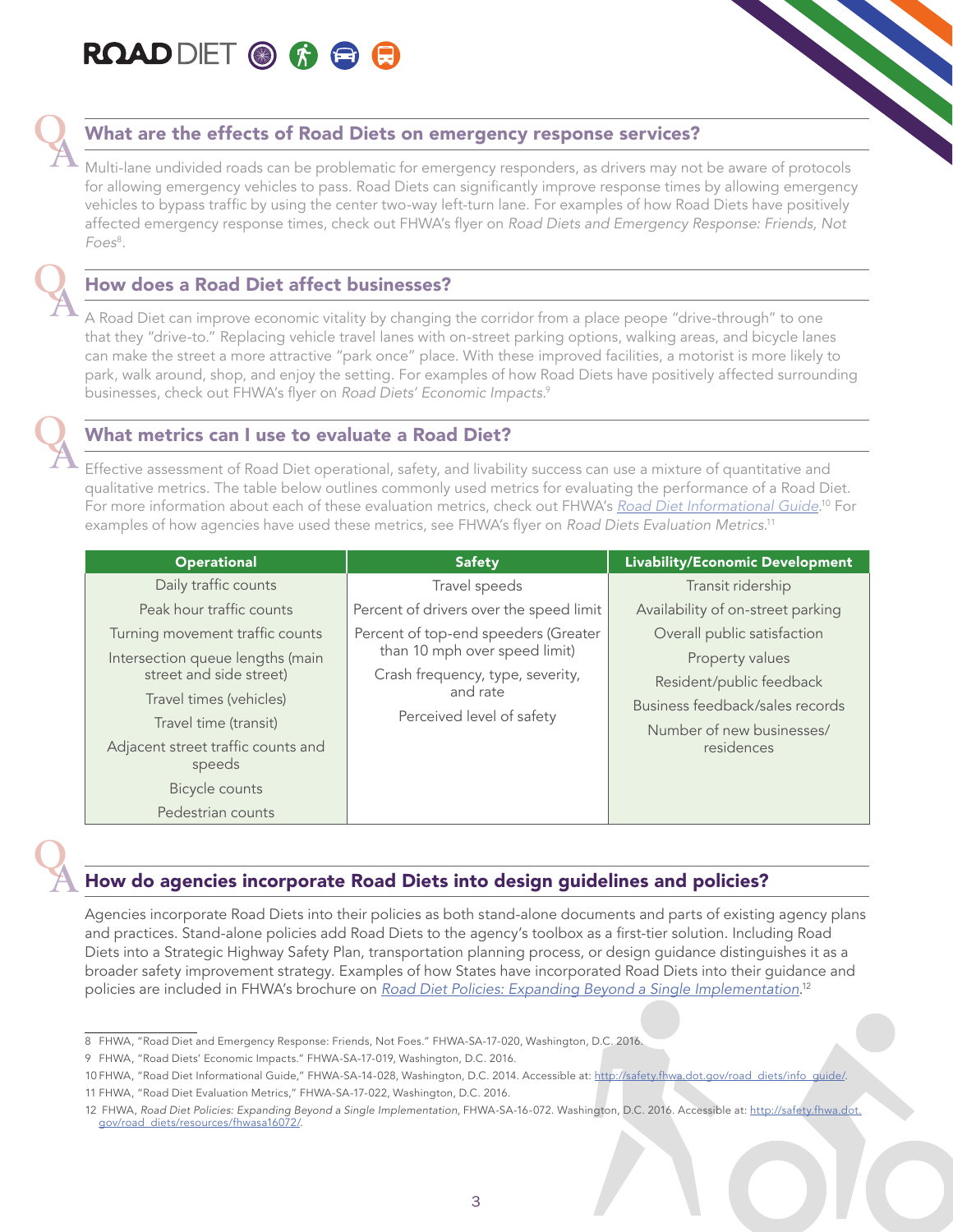## What are the effects of Road Diets on emergency response services?

Multi-lane undivided roads can be problematic for emergency responders, as drivers may not be aware of protocols for allowing emergency vehicles to pass. Road Diets can significantly improve response times by allowing emergency vehicles to bypass traffic by using the center two-way left-turn lane. For examples of how Road Diets have positively affected emergency response times, check out FHWA's flyer on *Road Diets and Emergency Response: Friends, Not Foes*[8].

## How does a Road Diet affect businesses?

A Road Diet can improve economic vitality by changing the corridor from a place peope "drive-through" to one that they "drive-to." Replacing vehicle travel lanes with on-street parking options, walking areas, and bicycle lanes can make the street a more attractive "park once" place. With these improved facilities, a motorist is more likely to park, walk around, shop, and enjoy the setting. For examples of how Road Diets have positively affected surrounding businesses, check out FHWA's flyer on *Road Diets' Economic Impacts*.[9]

## What metrics can I use to evaluate a Road Diet?

Effective assessment of Road Diet operational, safety, and livability success can use a mixture of quantitative and qualitative metrics. The table below outlines commonly used metrics for evaluating the performance of a Road Diet. For more information about each of these evaluation metrics, check out FHWA's *Road Diet Informational Guide*.[10] For examples of how agencies have used these metrics, see FHWA's flyer on *Road Diets Evaluation Metrics*.[11]

| Operational | Safety | Livability/Economic Development |
|---|---|---|
| Daily traffic counts | Travel speeds | Transit ridership |
| Peak hour traffic counts | Percent of drivers over the speed limit | Availability of on-street parking |
| Turning movement traffic counts | Percent of top-end speeders (Greater than 10 mph over speed limit) | Overall public satisfaction |
| Intersection queue lengths (main street and side street) | Crash frequency, type, severity, and rate | Property values |
| Travel times (vehicles) | Perceived level of safety | Resident/public feedback |
| Travel time (transit) | | Business feedback/sales records |
| Adjacent street traffic counts and speeds | | Number of new businesses/ residences |
| Bicycle counts | | |
| Pedestrian counts | | |

## How do agencies incorporate Road Diets into design guidelines and policies?

Agencies incorporate Road Diets into their policies as both stand-alone documents and parts of existing agency plans and practices. Stand-alone policies add Road Diets to the agency's toolbox as a first-tier solution. Including Road Diets into a Strategic Highway Safety Plan, transportation planning process, or design guidance distinguishes it as a broader safety improvement strategy. Examples of how States have incorporated Road Diets into their guidance and policies are included in FHWA's brochure on *Road Diet Policies: Expanding Beyond a Single Implementation*.[12]

---

8 FHWA, "Road Diet and Emergency Response: Friends, Not Foes." FHWA-SA-17-020, Washington, D.C. 2016.

9 FHWA, "Road Diets' Economic Impacts." FHWA-SA-17-019, Washington, D.C. 2016.

10 FHWA, "Road Diet Informational Guide," FHWA-SA-14-028, Washington, D.C. 2014. Accessible at: http://safety.fhwa.dot.gov/road_diets/info_guide/.

11 FHWA, "Road Diet Evaluation Metrics," FHWA-SA-17-022, Washington, D.C. 2016.

12 FHWA, *Road Diet Policies: Expanding Beyond a Single Implementation*, FHWA-SA-16-072. Washington, D.C. 2016. Accessible at: http://safety.fhwa.dot.gov/road_diets/resources/fhwasa16072/.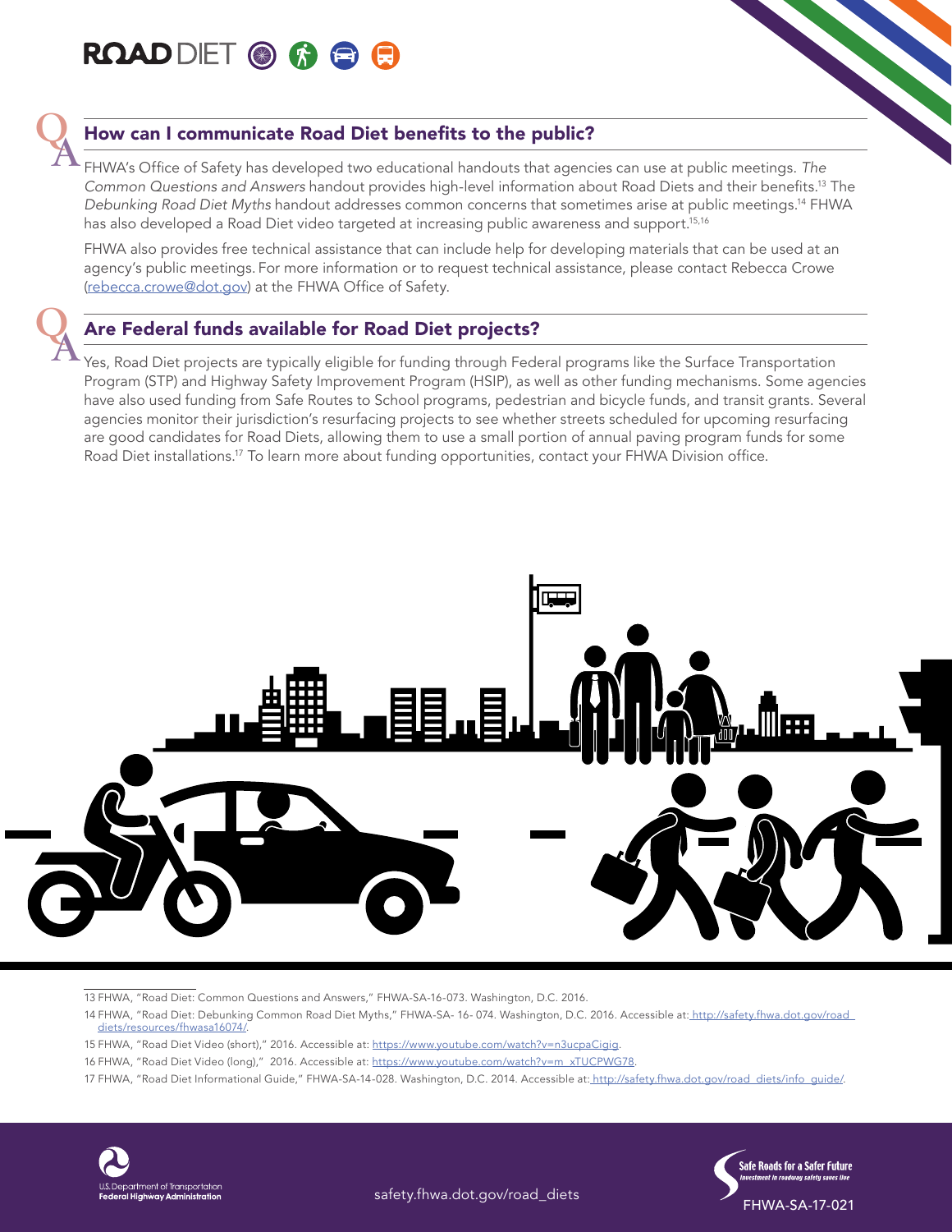## How can I communicate Road Diet benefits to the public?

FHWA's Office of Safety has developed two educational handouts that agencies can use at public meetings. *The Common Questions and Answers* handout provides high-level information about Road Diets and their benefits.[13] The *Debunking Road Diet Myths* handout addresses common concerns that sometimes arise at public meetings.[14] FHWA has also developed a Road Diet video targeted at increasing public awareness and support.[15,16]

FHWA also provides free technical assistance that can include help for developing materials that can be used at an agency's public meetings. For more information or to request technical assistance, please contact Rebecca Crowe (rebecca.crowe@dot.gov) at the FHWA Office of Safety.

## Are Federal funds available for Road Diet projects?

Yes, Road Diet projects are typically eligible for funding through Federal programs like the Surface Transportation Program (STP) and Highway Safety Improvement Program (HSIP), as well as other funding mechanisms. Some agencies have also used funding from Safe Routes to School programs, pedestrian and bicycle funds, and transit grants. Several agencies monitor their jurisdiction's resurfacing projects to see whether streets scheduled for upcoming resurfacing are good candidates for Road Diets, allowing them to use a small portion of annual paving program funds for some Road Diet installations.[17] To learn more about funding opportunities, contact your FHWA Division office.

---

13 FHWA, "Road Diet: Common Questions and Answers," FHWA-SA-16-073. Washington, D.C. 2016.

14 FHWA, "Road Diet: Debunking Common Road Diet Myths," FHWA-SA- 16- 074. Washington, D.C. 2016. Accessible at: http://safety.fhwa.dot.gov/road_diets/resources/fhwasa16074/.

15 FHWA, "Road Diet Video (short)," 2016. Accessible at: https://www.youtube.com/watch?v=n3ucpaCigig.

16 FHWA, "Road Diet Video (long)," 2016. Accessible at: https://www.youtube.com/watch?v=m_xTUCPWG78.

17 FHWA, "Road Diet Informational Guide," FHWA-SA-14-028. Washington, D.C. 2014. Accessible at: http://safety.fhwa.dot.gov/road_diets/info_guide/.

safety.fhwa.dot.gov/road_diets

FHWA-SA-17-021